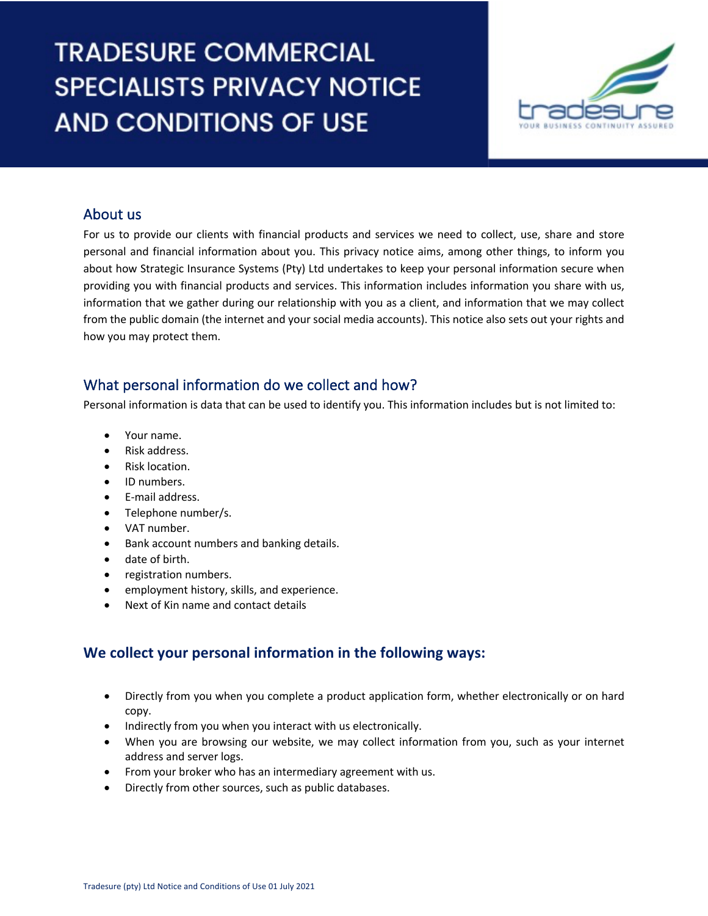# TRADESURE COMMERCIAL SPECIALISTS PRIVACY NOTICE AND CONDITIONS OF USE

## About us

For us to provide our clients with financial products and services we need to collect, use, share and store personal and financial information about you. This privacy notice aims, among other things, to inform you about how Strategic Insurance Systems (Pty) Ltd undertakes to keep your personal information secure when providing you with financial products and services. This information includes information you share with us, information that we gather during our relationship with you as a client, and information that we may collect from the public domain (the internet and your social media accounts). This notice also sets out your rights and how you may protect them.

## What personal information do we collect and how?

Personal information is data that can be used to identify you. This information includes but is not limited to:

- Your name.
- Risk address.
- Risk location.
- ID numbers.
- E-mail address.
- Telephone number/s.
- VAT number.
- Bank account numbers and banking details.
- date of birth.
- registration numbers.
- employment history, skills, and experience.
- Next of Kin name and contact details

## We collect your personal information in the following ways:

- Directly from you when you complete a product application form, whether electronically or on hard copy.
- Indirectly from you when you interact with us electronically.
- When you are browsing our website, we may collect information from you, such as your internet address and server logs.
- From your broker who has an intermediary agreement with us.
- Directly from other sources, such as public databases.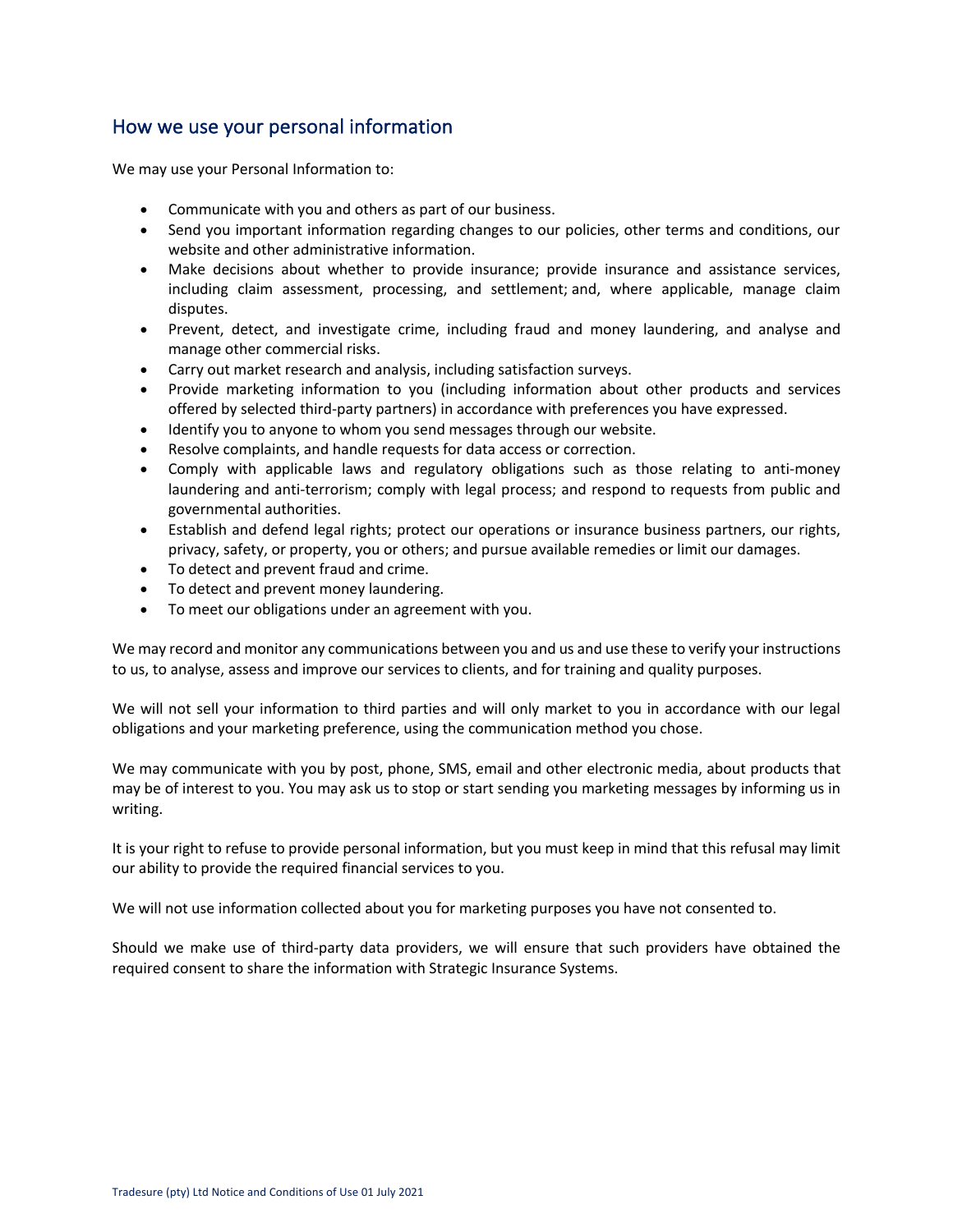## How we use your personal information

We may use your Personal Information to:

- Communicate with you and others as part of our business.
- Send you important information regarding changes to our policies, other terms and conditions, our website and other administrative information.
- Make decisions about whether to provide insurance; provide insurance and assistance services, including claim assessment, processing, and settlement; and, where applicable, manage claim disputes.
- Prevent, detect, and investigate crime, including fraud and money laundering, and analyse and manage other commercial risks.
- Carry out market research and analysis, including satisfaction surveys.
- Provide marketing information to you (including information about other products and services offered by selected third-party partners) in accordance with preferences you have expressed.
- Identify you to anyone to whom you send messages through our website.
- Resolve complaints, and handle requests for data access or correction.
- Comply with applicable laws and regulatory obligations such as those relating to anti-money laundering and anti-terrorism; comply with legal process; and respond to requests from public and governmental authorities.
- Establish and defend legal rights; protect our operations or insurance business partners, our rights, privacy, safety, or property, you or others; and pursue available remedies or limit our damages.
- To detect and prevent fraud and crime.
- To detect and prevent money laundering.
- To meet our obligations under an agreement with you.

We may record and monitor any communications between you and us and use these to verify your instructions to us, to analyse, assess and improve our services to clients, and for training and quality purposes.

We will not sell your information to third parties and will only market to you in accordance with our legal obligations and your marketing preference, using the communication method you chose.

We may communicate with you by post, phone, SMS, email and other electronic media, about products that may be of interest to you. You may ask us to stop or start sending you marketing messages by informing us in writing.

It is your right to refuse to provide personal information, but you must keep in mind that this refusal may limit our ability to provide the required financial services to you.

We will not use information collected about you for marketing purposes you have not consented to.

Should we make use of third-party data providers, we will ensure that such providers have obtained the required consent to share the information with Strategic Insurance Systems.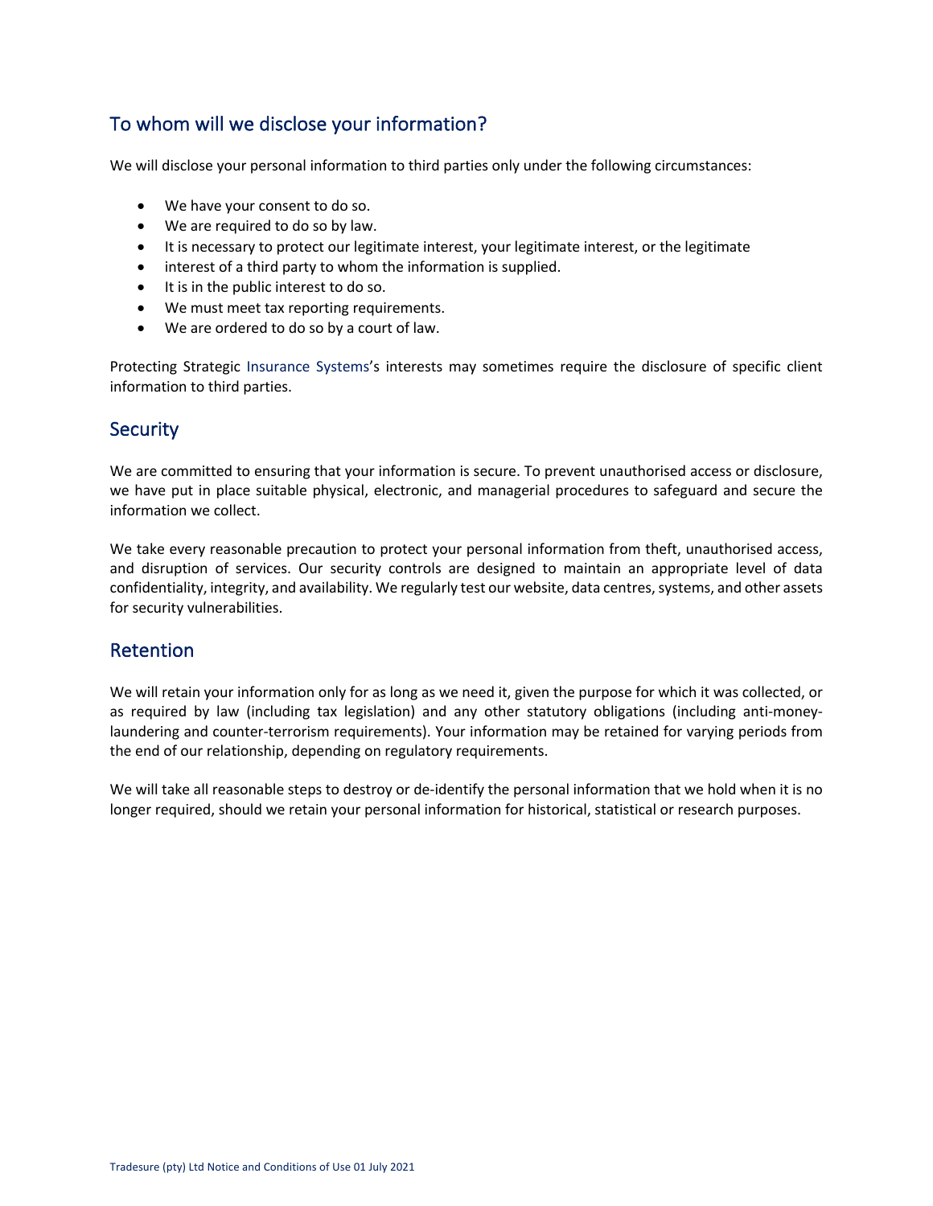## To whom will we disclose your information?

We will disclose your personal information to third parties only under the following circumstances:

- We have your consent to do so.
- We are required to do so by law.
- It is necessary to protect our legitimate interest, your legitimate interest, or the legitimate
- interest of a third party to whom the information is supplied.
- It is in the public interest to do so.
- We must meet tax reporting requirements.
- We are ordered to do so by a court of law.

Protecting Strategic Insurance Systems's interests may sometimes require the disclosure of specific client information to third parties.

## Security

We are committed to ensuring that your information is secure. To prevent unauthorised access or disclosure, we have put in place suitable physical, electronic, and managerial procedures to safeguard and secure the information we collect.

We take every reasonable precaution to protect your personal information from theft, unauthorised access, and disruption of services. Our security controls are designed to maintain an appropriate level of data confidentiality, integrity, and availability. We regularly test our website, data centres, systems, and other assets for security vulnerabilities.

## Retention

We will retain your information only for as long as we need it, given the purpose for which it was collected, or as required by law (including tax legislation) and any other statutory obligations (including anti-money-laundering and counter-terrorism requirements). Your information may be retained for varying periods from the end of our relationship, depending on regulatory requirements.

We will take all reasonable steps to destroy or de-identify the personal information that we hold when it is no longer required, should we retain your personal information for historical, statistical or research purposes.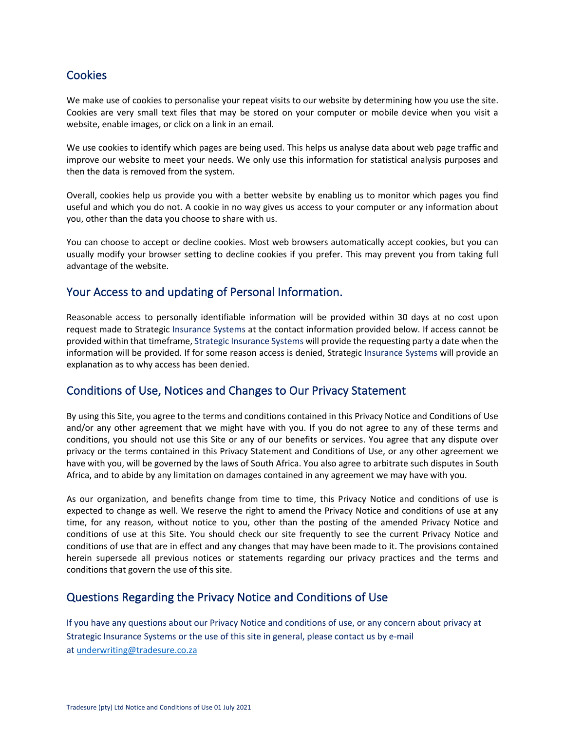## Cookies

We make use of cookies to personalise your repeat visits to our website by determining how you use the site. Cookies are very small text files that may be stored on your computer or mobile device when you visit a website, enable images, or click on a link in an email.

We use cookies to identify which pages are being used. This helps us analyse data about web page traffic and improve our website to meet your needs. We only use this information for statistical analysis purposes and then the data is removed from the system.

Overall, cookies help us provide you with a better website by enabling us to monitor which pages you find useful and which you do not. A cookie in no way gives us access to your computer or any information about you, other than the data you choose to share with us.

You can choose to accept or decline cookies. Most web browsers automatically accept cookies, but you can usually modify your browser setting to decline cookies if you prefer. This may prevent you from taking full advantage of the website.

## Your Access to and updating of Personal Information.

Reasonable access to personally identifiable information will be provided within 30 days at no cost upon request made to Strategic Insurance Systems at the contact information provided below. If access cannot be provided within that timeframe, Strategic Insurance Systems will provide the requesting party a date when the information will be provided. If for some reason access is denied, Strategic Insurance Systems will provide an explanation as to why access has been denied.

## Conditions of Use, Notices and Changes to Our Privacy Statement

By using this Site, you agree to the terms and conditions contained in this Privacy Notice and Conditions of Use and/or any other agreement that we might have with you. If you do not agree to any of these terms and conditions, you should not use this Site or any of our benefits or services. You agree that any dispute over privacy or the terms contained in this Privacy Statement and Conditions of Use, or any other agreement we have with you, will be governed by the laws of South Africa. You also agree to arbitrate such disputes in South Africa, and to abide by any limitation on damages contained in any agreement we may have with you.

As our organization, and benefits change from time to time, this Privacy Notice and conditions of use is expected to change as well. We reserve the right to amend the Privacy Notice and conditions of use at any time, for any reason, without notice to you, other than the posting of the amended Privacy Notice and conditions of use at this Site. You should check our site frequently to see the current Privacy Notice and conditions of use that are in effect and any changes that may have been made to it. The provisions contained herein supersede all previous notices or statements regarding our privacy practices and the terms and conditions that govern the use of this site.

## Questions Regarding the Privacy Notice and Conditions of Use

If you have any questions about our Privacy Notice and conditions of use, or any concern about privacy at Strategic Insurance Systems or the use of this site in general, please contact us by e-mail at underwriting@tradesure.co.za